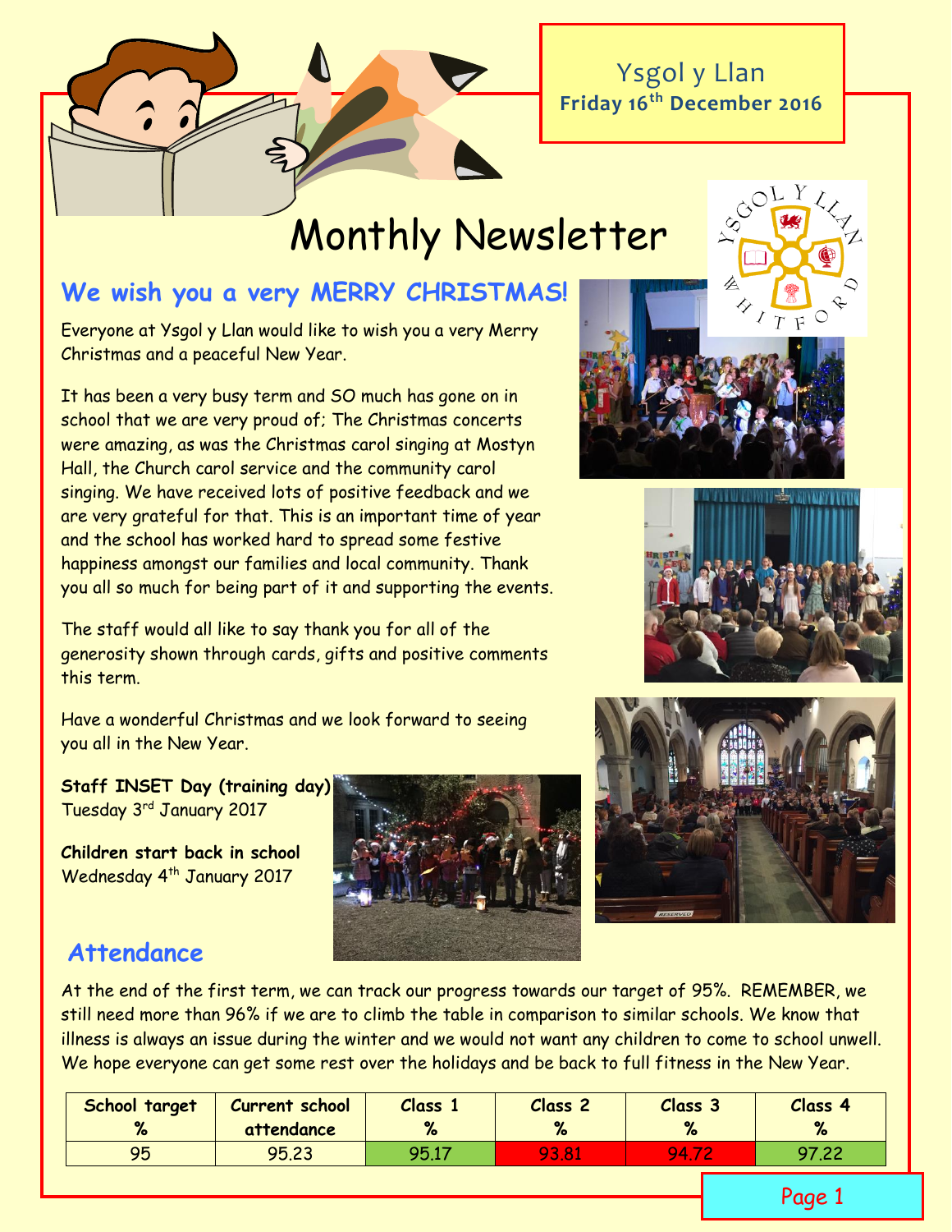Ysgol y Llan
**Friday 16th December 2016**

# Monthly Newsletter

## We wish you a very MERRY CHRISTMAS!

Everyone at Ysgol y Llan would like to wish you a very Merry Christmas and a peaceful New Year.

It has been a very busy term and SO much has gone on in school that we are very proud of; The Christmas concerts were amazing, as was the Christmas carol singing at Mostyn Hall, the Church carol service and the community carol singing. We have received lots of positive feedback and we are very grateful for that. This is an important time of year and the school has worked hard to spread some festive happiness amongst our families and local community. Thank you all so much for being part of it and supporting the events.

The staff would all like to say thank you for all of the generosity shown through cards, gifts and positive comments this term.

Have a wonderful Christmas and we look forward to seeing you all in the New Year.

**Staff INSET Day (training day)**
Tuesday 3rd January 2017

**Children start back in school**
Wednesday 4th January 2017

## Attendance

At the end of the first term, we can track our progress towards our target of 95%. REMEMBER, we still need more than 96% if we are to climb the table in comparison to similar schools. We know that illness is always an issue during the winter and we would not want any children to come to school unwell. We hope everyone can get some rest over the holidays and be back to full fitness in the New Year.

| School target % | Current school attendance | Class 1 % | Class 2 % | Class 3 % | Class 4 % |
|---|---|---|---|---|---|
| 95 | 95.23 | 95.17 | 93.81 | 94.72 | 97.22 |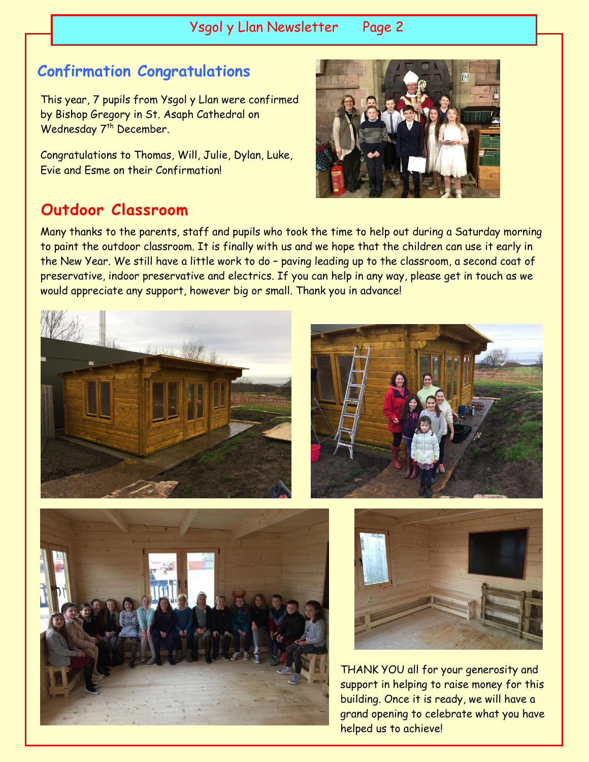## Confirmation Congratulations

This year, 7 pupils from Ysgol y Llan were confirmed by Bishop Gregory in St. Asaph Cathedral on Wednesday 7th December.

Congratulations to Thomas, Will, Julie, Dylan, Luke, Evie and Esme on their Confirmation!

## Outdoor Classroom

Many thanks to the parents, staff and pupils who took the time to help out during a Saturday morning to paint the outdoor classroom. It is finally with us and we hope that the children can use it early in the New Year. We still have a little work to do – paving leading up to the classroom, a second coat of preservative, indoor preservative and electrics. If you can help in any way, please get in touch as we would appreciate any support, however big or small. Thank you in advance!

THANK YOU all for your generosity and support in helping to raise money for this building. Once it is ready, we will have a grand opening to celebrate what you have helped us to achieve!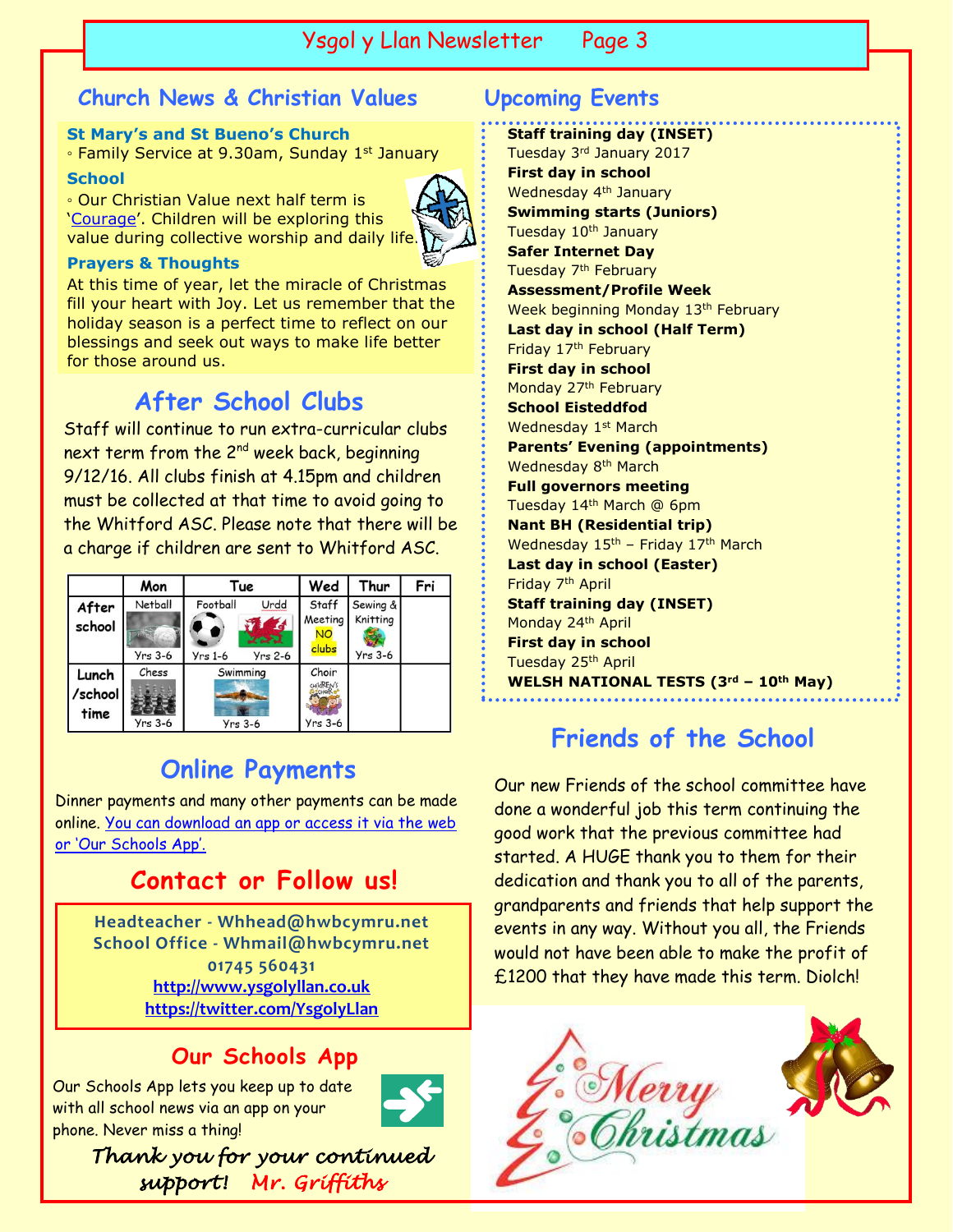## Church News & Christian Values

**St Mary's and St Bueno's Church**

◦ Family Service at 9.30am, Sunday 1st January

**School**

◦ Our Christian Value next half term is 'Courage'. Children will be exploring this value during collective worship and daily life.

**Prayers & Thoughts**

At this time of year, let the miracle of Christmas fill your heart with Joy. Let us remember that the holiday season is a perfect time to reflect on our blessings and seek out ways to make life better for those around us.

## After School Clubs

Staff will continue to run extra-curricular clubs next term from the 2nd week back, beginning 9/12/16. All clubs finish at 4.15pm and children must be collected at that time to avoid going to the Whitford ASC. Please note that there will be a charge if children are sent to Whitford ASC.

| | Mon | Tue | Wed | Thur | Fri |
|---|---|---|---|---|---|
| After school | Netball Yrs 3-6 | Football Yrs 1-6; Urdd Yrs 2-6 | Staff Meeting NO clubs | Sewing & Knitting Yrs 3-6 | |
| Lunch /school time | Chess Yrs 3-6 | Swimming Yrs 3-6 | Choir Yrs 3-6 | | |

## Online Payments

Dinner payments and many other payments can be made online. You can download an app or access it via the web or 'Our Schools App'.

## Contact or Follow us!

Headteacher - Whhead@hwbcymru.net
School Office - Whmail@hwbcymru.net
01745 560431
http://www.ysgolyllan.co.uk
https://twitter.com/YsgolyLlan

## Our Schools App

Our Schools App lets you keep up to date with all school news via an app on your phone. Never miss a thing!

*Thank you for your continued support!* *Mr. Griffiths*

## Upcoming Events

**Staff training day (INSET)**
Tuesday 3rd January 2017

**First day in school**
Wednesday 4th January

**Swimming starts (Juniors)**
Tuesday 10th January

**Safer Internet Day**
Tuesday 7th February

**Assessment/Profile Week**
Week beginning Monday 13th February

**Last day in school (Half Term)**
Friday 17th February

**First day in school**
Monday 27th February

**School Eisteddfod**
Wednesday 1st March

**Parents' Evening (appointments)**
Wednesday 8th March

**Full governors meeting**
Tuesday 14th March @ 6pm

**Nant BH (Residential trip)**
Wednesday 15th – Friday 17th March

**Last day in school (Easter)**
Friday 7th April

**Staff training day (INSET)**
Monday 24th April

**First day in school**
Tuesday 25th April

**WELSH NATIONAL TESTS (3rd – 10th May)**

## Friends of the School

Our new Friends of the school committee have done a wonderful job this term continuing the good work that the previous committee had started. A HUGE thank you to them for their dedication and thank you to all of the parents, grandparents and friends that help support the events in any way. Without you all, the Friends would not have been able to make the profit of £1200 that they have made this term. Diolch!

Merry Christmas